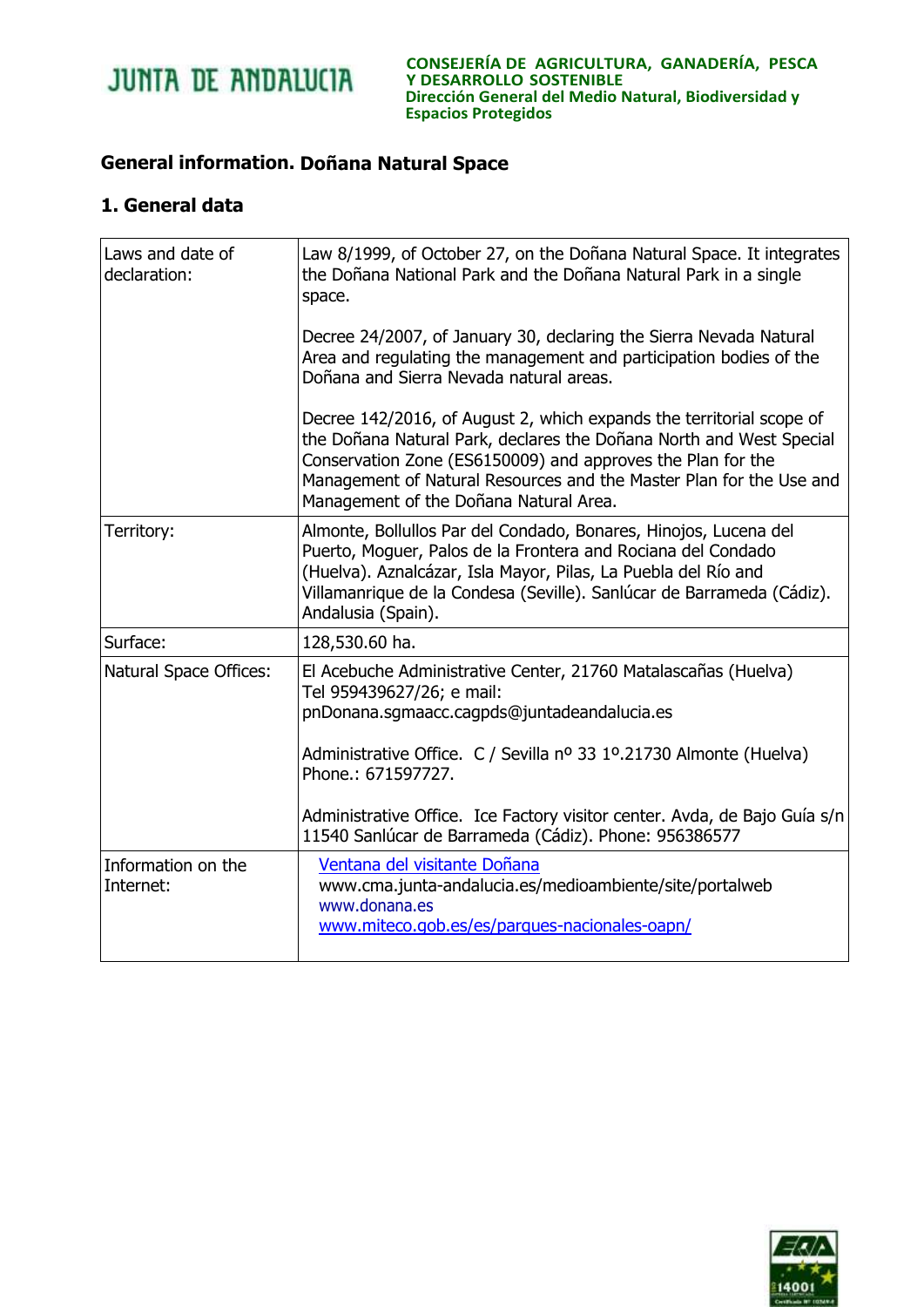JUNTA DE ANDALUCIA

**CONSEJERÍA DE AGRICULTURA, GANADERÍA, PESCA Y DESARROLLO SOSTENIBLE**
**Dirección General del Medio Natural, Biodiversidad y Espacios Protegidos**

## General information. Doñana Natural Space

### 1. General data

| | |
|---|---|
| Laws and date of declaration: | Law 8/1999, of October 27, on the Doñana Natural Space. It integrates the Doñana National Park and the Doñana Natural Park in a single space.<br><br>Decree 24/2007, of January 30, declaring the Sierra Nevada Natural Area and regulating the management and participation bodies of the Doñana and Sierra Nevada natural areas.<br><br>Decree 142/2016, of August 2, which expands the territorial scope of the Doñana Natural Park, declares the Doñana North and West Special Conservation Zone (ES6150009) and approves the Plan for the Management of Natural Resources and the Master Plan for the Use and Management of the Doñana Natural Area. |
| Territory: | Almonte, Bollullos Par del Condado, Bonares, Hinojos, Lucena del Puerto, Moguer, Palos de la Frontera and Rociana del Condado (Huelva). Aznalcázar, Isla Mayor, Pilas, La Puebla del Río and Villamanrique de la Condesa (Seville). Sanlúcar de Barrameda (Cádiz). Andalusia (Spain). |
| Surface: | 128,530.60 ha. |
| Natural Space Offices: | El Acebuche Administrative Center, 21760 Matalascañas (Huelva) Tel 959439627/26; e mail: pnDonana.sgmaacc.cagpds@juntadeandalucia.es<br><br>Administrative Office. C / Sevilla nº 33 1º.21730 Almonte (Huelva) Phone.: 671597727.<br><br>Administrative Office. Ice Factory visitor center. Avda, de Bajo Guía s/n 11540 Sanlúcar de Barrameda (Cádiz). Phone: 956386577 |
| Information on the Internet: | Ventana del visitante Doñana<br>www.cma.junta-andalucia.es/medioambiente/site/portalweb<br>www.donana.es<br>www.miteco.gob.es/es/parques-nacionales-oapn/ |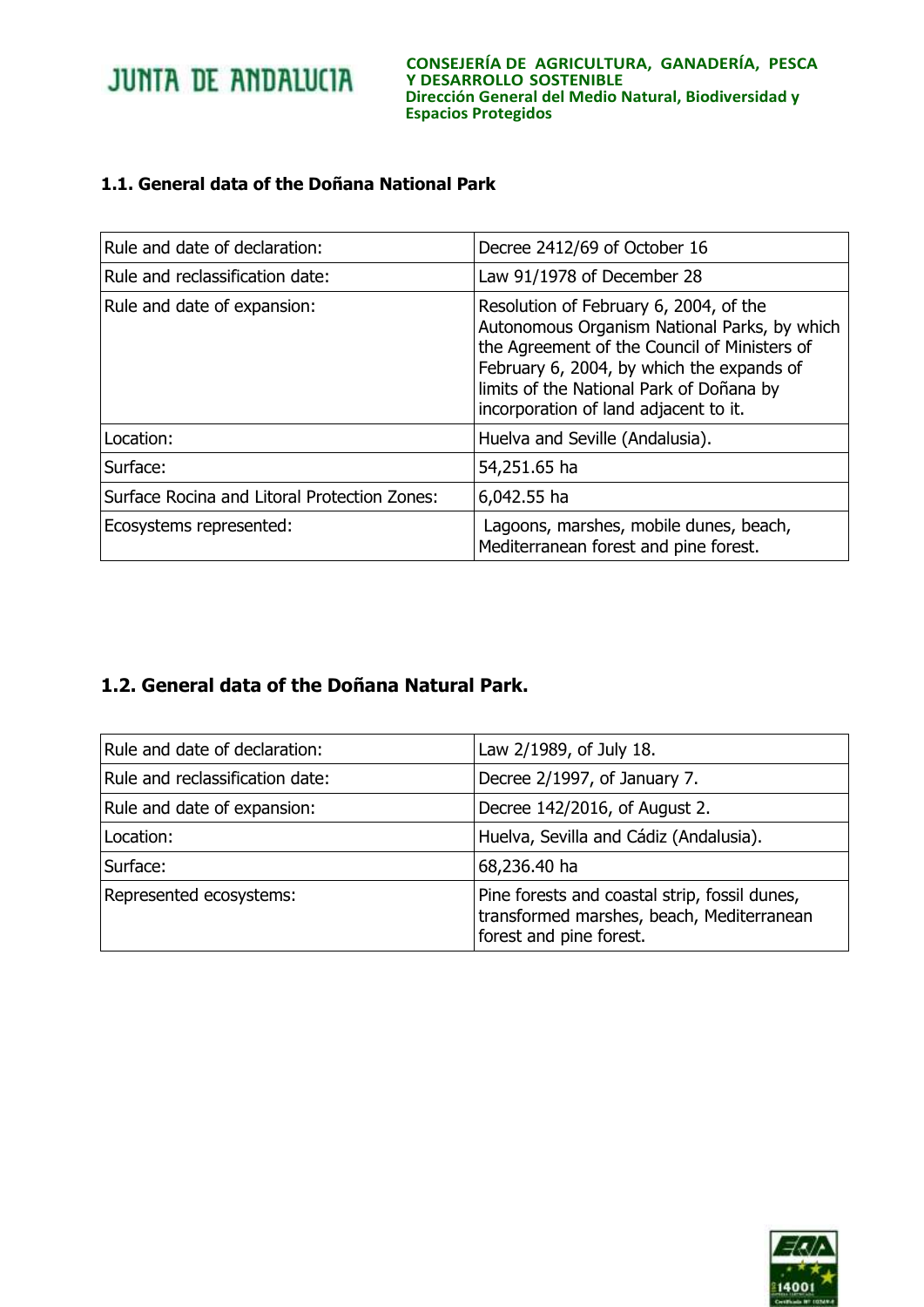### 1.1. General data of the Doñana National Park

| | |
|---|---|
| Rule and date of declaration: | Decree 2412/69 of October 16 |
| Rule and reclassification date: | Law 91/1978 of December 28 |
| Rule and date of expansion: | Resolution of February 6, 2004, of the Autonomous Organism National Parks, by which the Agreement of the Council of Ministers of February 6, 2004, by which the expands of limits of the National Park of Doñana by incorporation of land adjacent to it. |
| Location: | Huelva and Seville (Andalusia). |
| Surface: | 54,251.65 ha |
| Surface Rocina and Litoral Protection Zones: | 6,042.55 ha |
| Ecosystems represented: | Lagoons, marshes, mobile dunes, beach, Mediterranean forest and pine forest. |

### 1.2. General data of the Doñana Natural Park.

| | |
|---|---|
| Rule and date of declaration: | Law 2/1989, of July 18. |
| Rule and reclassification date: | Decree 2/1997, of January 7. |
| Rule and date of expansion: | Decree 142/2016, of August 2. |
| Location: | Huelva, Sevilla and Cádiz (Andalusia). |
| Surface: | 68,236.40 ha |
| Represented ecosystems: | Pine forests and coastal strip, fossil dunes, transformed marshes, beach, Mediterranean forest and pine forest. |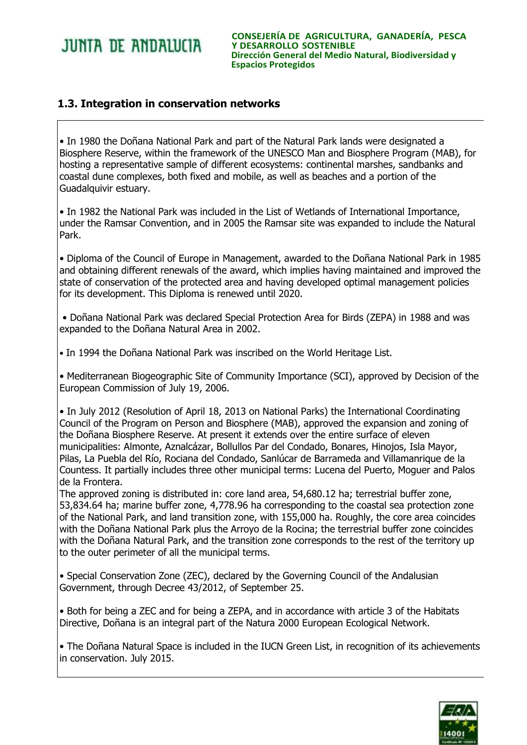## 1.3. Integration in conservation networks

• In 1980 the Doñana National Park and part of the Natural Park lands were designated a Biosphere Reserve, within the framework of the UNESCO Man and Biosphere Program (MAB), for hosting a representative sample of different ecosystems: continental marshes, sandbanks and coastal dune complexes, both fixed and mobile, as well as beaches and a portion of the Guadalquivir estuary.

• In 1982 the National Park was included in the List of Wetlands of International Importance, under the Ramsar Convention, and in 2005 the Ramsar site was expanded to include the Natural Park.

• Diploma of the Council of Europe in Management, awarded to the Doñana National Park in 1985 and obtaining different renewals of the award, which implies having maintained and improved the state of conservation of the protected area and having developed optimal management policies for its development. This Diploma is renewed until 2020.

• Doñana National Park was declared Special Protection Area for Birds (ZEPA) in 1988 and was expanded to the Doñana Natural Area in 2002.

• In 1994 the Doñana National Park was inscribed on the World Heritage List.

• Mediterranean Biogeographic Site of Community Importance (SCI), approved by Decision of the European Commission of July 19, 2006.

• In July 2012 (Resolution of April 18, 2013 on National Parks) the International Coordinating Council of the Program on Person and Biosphere (MAB), approved the expansion and zoning of the Doñana Biosphere Reserve. At present it extends over the entire surface of eleven municipalities: Almonte, Aznalcázar, Bollullos Par del Condado, Bonares, Hinojos, Isla Mayor, Pilas, La Puebla del Río, Rociana del Condado, Sanlúcar de Barrameda and Villamanrique de la Countess. It partially includes three other municipal terms: Lucena del Puerto, Moguer and Palos de la Frontera.
The approved zoning is distributed in: core land area, 54,680.12 ha; terrestrial buffer zone, 53,834.64 ha; marine buffer zone, 4,778.96 ha corresponding to the coastal sea protection zone of the National Park, and land transition zone, with 155,000 ha. Roughly, the core area coincides with the Doñana National Park plus the Arroyo de la Rocina; the terrestrial buffer zone coincides with the Doñana Natural Park, and the transition zone corresponds to the rest of the territory up to the outer perimeter of all the municipal terms.

• Special Conservation Zone (ZEC), declared by the Governing Council of the Andalusian Government, through Decree 43/2012, of September 25.

• Both for being a ZEC and for being a ZEPA, and in accordance with article 3 of the Habitats Directive, Doñana is an integral part of the Natura 2000 European Ecological Network.

• The Doñana Natural Space is included in the IUCN Green List, in recognition of its achievements in conservation. July 2015.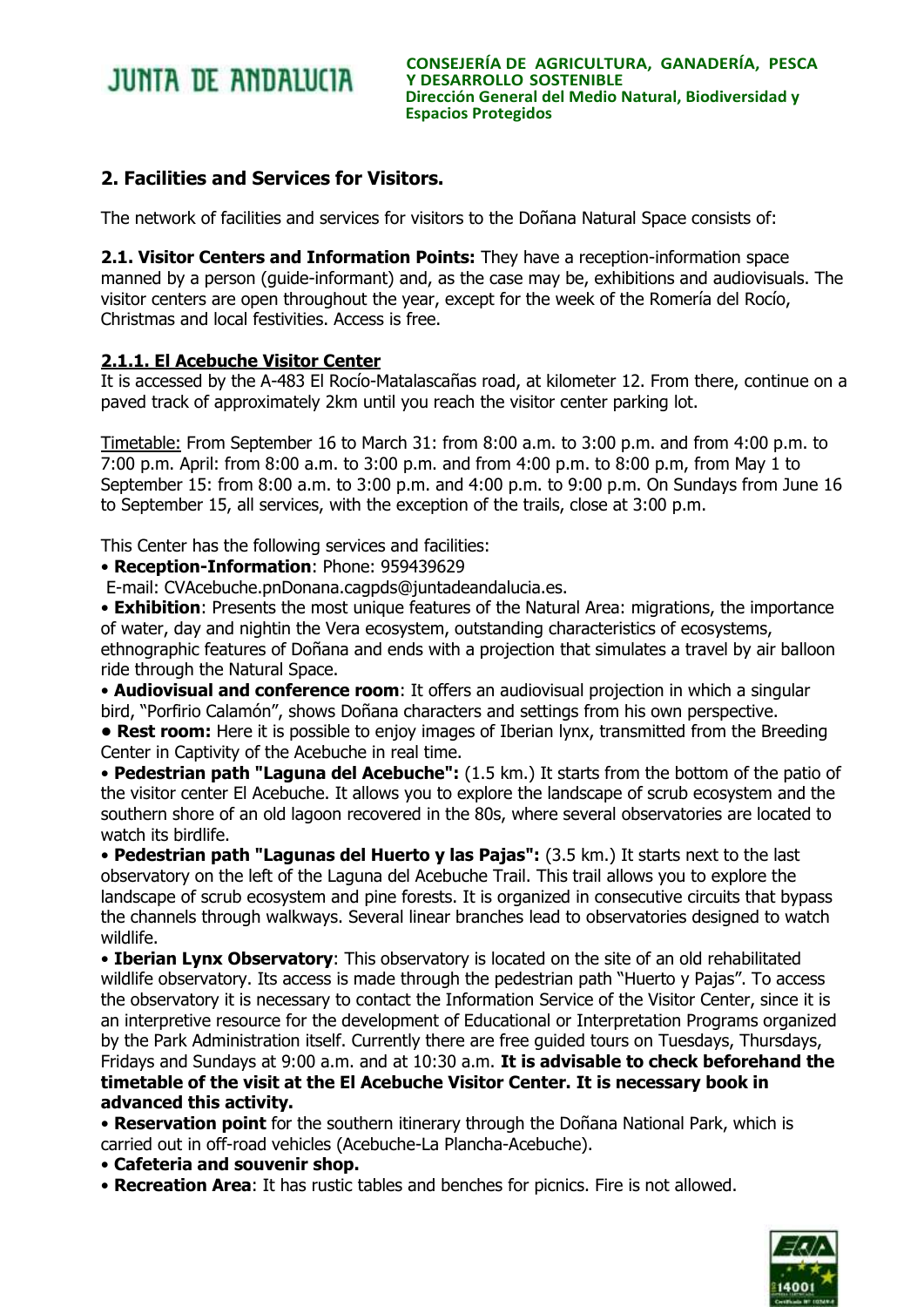## 2. Facilities and Services for Visitors.

The network of facilities and services for visitors to the Doñana Natural Space consists of:

**2.1. Visitor Centers and Information Points:** They have a reception-information space manned by a person (guide-informant) and, as the case may be, exhibitions and audiovisuals. The visitor centers are open throughout the year, except for the week of the Romería del Rocío, Christmas and local festivities. Access is free.

### 2.1.1. El Acebuche Visitor Center

It is accessed by the A-483 El Rocío-Matalascañas road, at kilometer 12. From there, continue on a paved track of approximately 2km until you reach the visitor center parking lot.

Timetable: From September 16 to March 31: from 8:00 a.m. to 3:00 p.m. and from 4:00 p.m. to 7:00 p.m. April: from 8:00 a.m. to 3:00 p.m. and from 4:00 p.m. to 8:00 p.m, from May 1 to September 15: from 8:00 a.m. to 3:00 p.m. and 4:00 p.m. to 9:00 p.m. On Sundays from June 16 to September 15, all services, with the exception of the trails, close at 3:00 p.m.

This Center has the following services and facilities:

- **Reception-Information**: Phone: 959439629
  E-mail: CVAcebuche.pnDonana.cagpds@juntadeandalucia.es.
- **Exhibition**: Presents the most unique features of the Natural Area: migrations, the importance of water, day and nightin the Vera ecosystem, outstanding characteristics of ecosystems, ethnographic features of Doñana and ends with a projection that simulates a travel by air balloon ride through the Natural Space.
- **Audiovisual and conference room**: It offers an audiovisual projection in which a singular bird, "Porfirio Calamón", shows Doñana characters and settings from his own perspective.
- **Rest room:** Here it is possible to enjoy images of Iberian lynx, transmitted from the Breeding Center in Captivity of the Acebuche in real time.
- **Pedestrian path "Laguna del Acebuche":** (1.5 km.) It starts from the bottom of the patio of the visitor center El Acebuche. It allows you to explore the landscape of scrub ecosystem and the southern shore of an old lagoon recovered in the 80s, where several observatories are located to watch its birdlife.
- **Pedestrian path "Lagunas del Huerto y las Pajas":** (3.5 km.) It starts next to the last observatory on the left of the Laguna del Acebuche Trail. This trail allows you to explore the landscape of scrub ecosystem and pine forests. It is organized in consecutive circuits that bypass the channels through walkways. Several linear branches lead to observatories designed to watch wildlife.
- **Iberian Lynx Observatory**: This observatory is located on the site of an old rehabilitated wildlife observatory. Its access is made through the pedestrian path "Huerto y Pajas". To access the observatory it is necessary to contact the Information Service of the Visitor Center, since it is an interpretive resource for the development of Educational or Interpretation Programs organized by the Park Administration itself. Currently there are free guided tours on Tuesdays, Thursdays, Fridays and Sundays at 9:00 a.m. and at 10:30 a.m. **It is advisable to check beforehand the timetable of the visit at the El Acebuche Visitor Center. It is necessary book in advanced this activity.**
- **Reservation point** for the southern itinerary through the Doñana National Park, which is carried out in off-road vehicles (Acebuche-La Plancha-Acebuche).
- **Cafeteria and souvenir shop.**
- **Recreation Area**: It has rustic tables and benches for picnics. Fire is not allowed.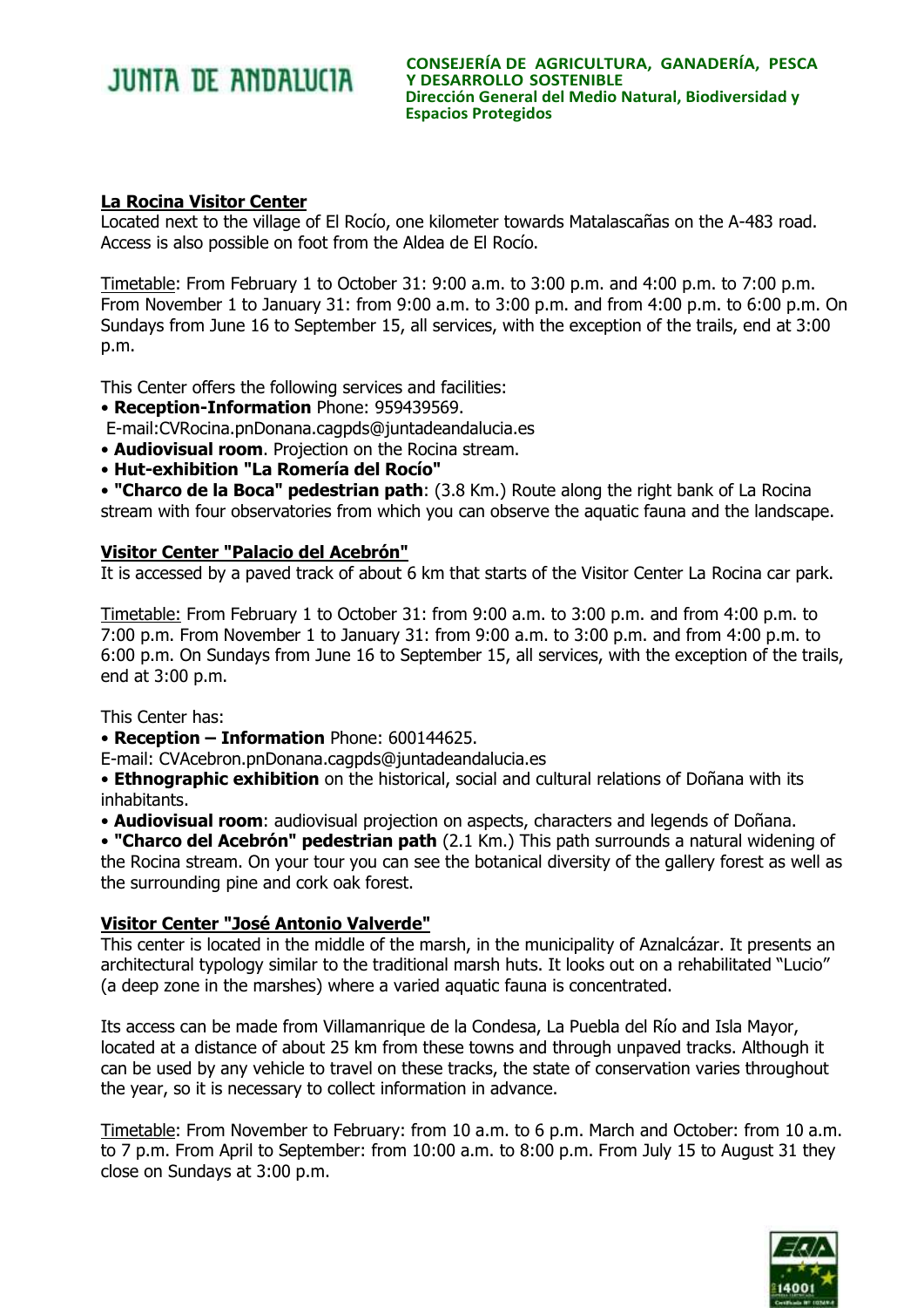## La Rocina Visitor Center

Located next to the village of El Rocío, one kilometer towards Matalascañas on the A-483 road. Access is also possible on foot from the Aldea de El Rocío.

Timetable: From February 1 to October 31: 9:00 a.m. to 3:00 p.m. and 4:00 p.m. to 7:00 p.m. From November 1 to January 31: from 9:00 a.m. to 3:00 p.m. and from 4:00 p.m. to 6:00 p.m. On Sundays from June 16 to September 15, all services, with the exception of the trails, end at 3:00 p.m.

This Center offers the following services and facilities:

- **Reception-Information** Phone: 959439569.
  E-mail:CVRocina.pnDonana.cagpds@juntadeandalucia.es
- **Audiovisual room**. Projection on the Rocina stream.
- **Hut-exhibition "La Romería del Rocío"**
- **"Charco de la Boca" pedestrian path**: (3.8 Km.) Route along the right bank of La Rocina stream with four observatories from which you can observe the aquatic fauna and the landscape.

## Visitor Center "Palacio del Acebrón"

It is accessed by a paved track of about 6 km that starts of the Visitor Center La Rocina car park.

Timetable: From February 1 to October 31: from 9:00 a.m. to 3:00 p.m. and from 4:00 p.m. to 7:00 p.m. From November 1 to January 31: from 9:00 a.m. to 3:00 p.m. and from 4:00 p.m. to 6:00 p.m. On Sundays from June 16 to September 15, all services, with the exception of the trails, end at 3:00 p.m.

This Center has:

- **Reception – Information** Phone: 600144625.
  E-mail: CVAcebron.pnDonana.cagpds@juntadeandalucia.es
- **Ethnographic exhibition** on the historical, social and cultural relations of Doñana with its inhabitants.
- **Audiovisual room**: audiovisual projection on aspects, characters and legends of Doñana.
- **"Charco del Acebrón" pedestrian path** (2.1 Km.) This path surrounds a natural widening of the Rocina stream. On your tour you can see the botanical diversity of the gallery forest as well as the surrounding pine and cork oak forest.

## Visitor Center "José Antonio Valverde"

This center is located in the middle of the marsh, in the municipality of Aznalcázar. It presents an architectural typology similar to the traditional marsh huts. It looks out on a rehabilitated "Lucio" (a deep zone in the marshes) where a varied aquatic fauna is concentrated.

Its access can be made from Villamanrique de la Condesa, La Puebla del Río and Isla Mayor, located at a distance of about 25 km from these towns and through unpaved tracks. Although it can be used by any vehicle to travel on these tracks, the state of conservation varies throughout the year, so it is necessary to collect information in advance.

Timetable: From November to February: from 10 a.m. to 6 p.m. March and October: from 10 a.m. to 7 p.m. From April to September: from 10:00 a.m. to 8:00 p.m. From July 15 to August 31 they close on Sundays at 3:00 p.m.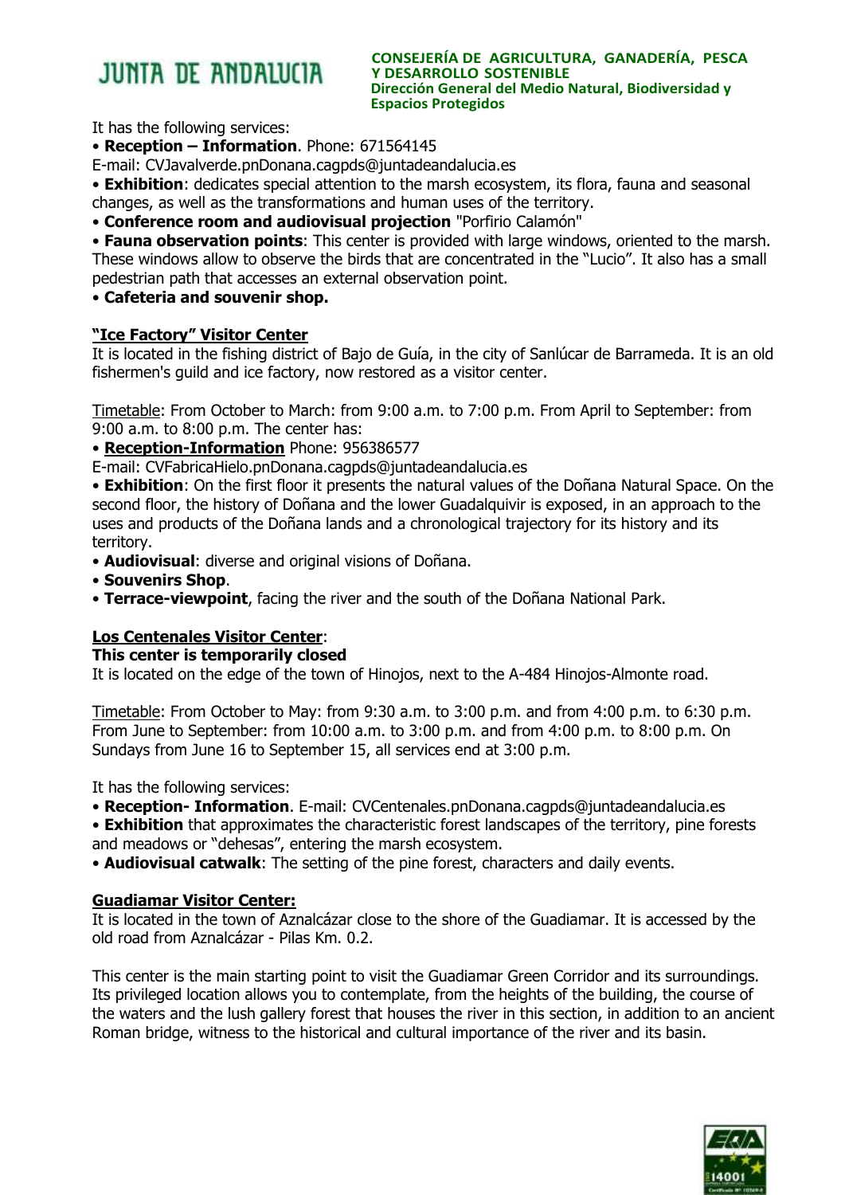It has the following services:

- **Reception – Information**. Phone: 671564145

E-mail: CVJavalverde.pnDonana.cagpds@juntadeandalucia.es

- **Exhibition**: dedicates special attention to the marsh ecosystem, its flora, fauna and seasonal changes, as well as the transformations and human uses of the territory.
- **Conference room and audiovisual projection** "Porfirio Calamón"
- **Fauna observation points**: This center is provided with large windows, oriented to the marsh. These windows allow to observe the birds that are concentrated in the "Lucio". It also has a small pedestrian path that accesses an external observation point.
- **Cafeteria and souvenir shop.**

**"Ice Factory" Visitor Center**

It is located in the fishing district of Bajo de Guía, in the city of Sanlúcar de Barrameda. It is an old fishermen's guild and ice factory, now restored as a visitor center.

Timetable: From October to March: from 9:00 a.m. to 7:00 p.m. From April to September: from 9:00 a.m. to 8:00 p.m. The center has:

- **Reception-Information** Phone: 956386577

E-mail: CVFabricaHielo.pnDonana.cagpds@juntadeandalucia.es

- **Exhibition**: On the first floor it presents the natural values of the Doñana Natural Space. On the second floor, the history of Doñana and the lower Guadalquivir is exposed, in an approach to the uses and products of the Doñana lands and a chronological trajectory for its history and its territory.
- **Audiovisual**: diverse and original visions of Doñana.
- **Souvenirs Shop**.
- **Terrace-viewpoint**, facing the river and the south of the Doñana National Park.

**Los Centenales Visitor Center**:

**This center is temporarily closed**

It is located on the edge of the town of Hinojos, next to the A-484 Hinojos-Almonte road.

Timetable: From October to May: from 9:30 a.m. to 3:00 p.m. and from 4:00 p.m. to 6:30 p.m. From June to September: from 10:00 a.m. to 3:00 p.m. and from 4:00 p.m. to 8:00 p.m. On Sundays from June 16 to September 15, all services end at 3:00 p.m.

It has the following services:

- **Reception- Information**. E-mail: CVCentenales.pnDonana.cagpds@juntadeandalucia.es
- **Exhibition** that approximates the characteristic forest landscapes of the territory, pine forests and meadows or "dehesas", entering the marsh ecosystem.
- **Audiovisual catwalk**: The setting of the pine forest, characters and daily events.

**Guadiamar Visitor Center:**

It is located in the town of Aznalcázar close to the shore of the Guadiamar. It is accessed by the old road from Aznalcázar - Pilas Km. 0.2.

This center is the main starting point to visit the Guadiamar Green Corridor and its surroundings. Its privileged location allows you to contemplate, from the heights of the building, the course of the waters and the lush gallery forest that houses the river in this section, in addition to an ancient Roman bridge, witness to the historical and cultural importance of the river and its basin.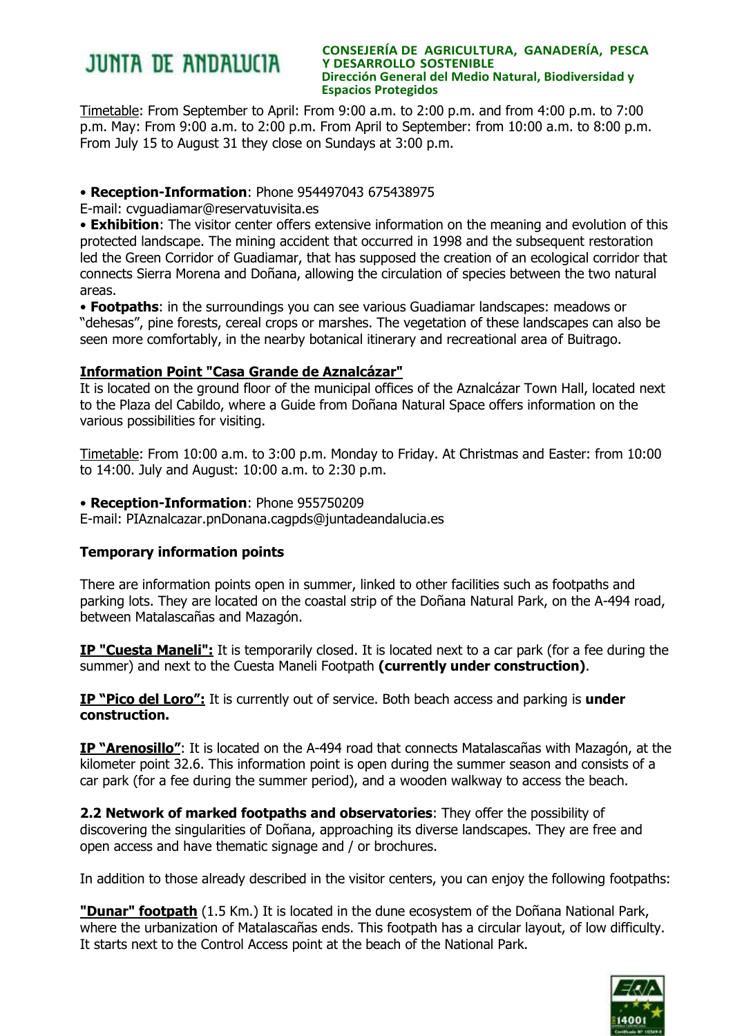Timetable: From September to April: From 9:00 a.m. to 2:00 p.m. and from 4:00 p.m. to 7:00 p.m. May: From 9:00 a.m. to 2:00 p.m. From April to September: from 10:00 a.m. to 8:00 p.m. From July 15 to August 31 they close on Sundays at 3:00 p.m.

• **Reception-Information**: Phone 954497043 675438975
E-mail: cvguadiamar@reservatuvisita.es

• **Exhibition**: The visitor center offers extensive information on the meaning and evolution of this protected landscape. The mining accident that occurred in 1998 and the subsequent restoration led the Green Corridor of Guadiamar, that has supposed the creation of an ecological corridor that connects Sierra Morena and Doñana, allowing the circulation of species between the two natural areas.

• **Footpaths**: in the surroundings you can see various Guadiamar landscapes: meadows or "dehesas", pine forests, cereal crops or marshes. The vegetation of these landscapes can also be seen more comfortably, in the nearby botanical itinerary and recreational area of Buitrago.

**Information Point "Casa Grande de Aznalcázar"**

It is located on the ground floor of the municipal offices of the Aznalcázar Town Hall, located next to the Plaza del Cabildo, where a Guide from Doñana Natural Space offers information on the various possibilities for visiting.

Timetable: From 10:00 a.m. to 3:00 p.m. Monday to Friday. At Christmas and Easter: from 10:00 to 14:00. July and August: 10:00 a.m. to 2:30 p.m.

• **Reception-Information**: Phone 955750209
E-mail: PIAznalcazar.pnDonana.cagpds@juntadeandalucia.es

**Temporary information points**

There are information points open in summer, linked to other facilities such as footpaths and parking lots. They are located on the coastal strip of the Doñana Natural Park, on the A-494 road, between Matalascañas and Mazagón.

**IP "Cuesta Maneli":** It is temporarily closed. It is located next to a car park (for a fee during the summer) and next to the Cuesta Maneli Footpath **(currently under construction)**.

**IP "Pico del Loro":** It is currently out of service. Both beach access and parking is **under construction.**

**IP "Arenosillo"**: It is located on the A-494 road that connects Matalascañas with Mazagón, at the kilometer point 32.6. This information point is open during the summer season and consists of a car park (for a fee during the summer period), and a wooden walkway to access the beach.

**2.2 Network of marked footpaths and observatories**: They offer the possibility of discovering the singularities of Doñana, approaching its diverse landscapes. They are free and open access and have thematic signage and / or brochures.

In addition to those already described in the visitor centers, you can enjoy the following footpaths:

**"Dunar" footpath** (1.5 Km.) It is located in the dune ecosystem of the Doñana National Park, where the urbanization of Matalascañas ends. This footpath has a circular layout, of low difficulty. It starts next to the Control Access point at the beach of the National Park.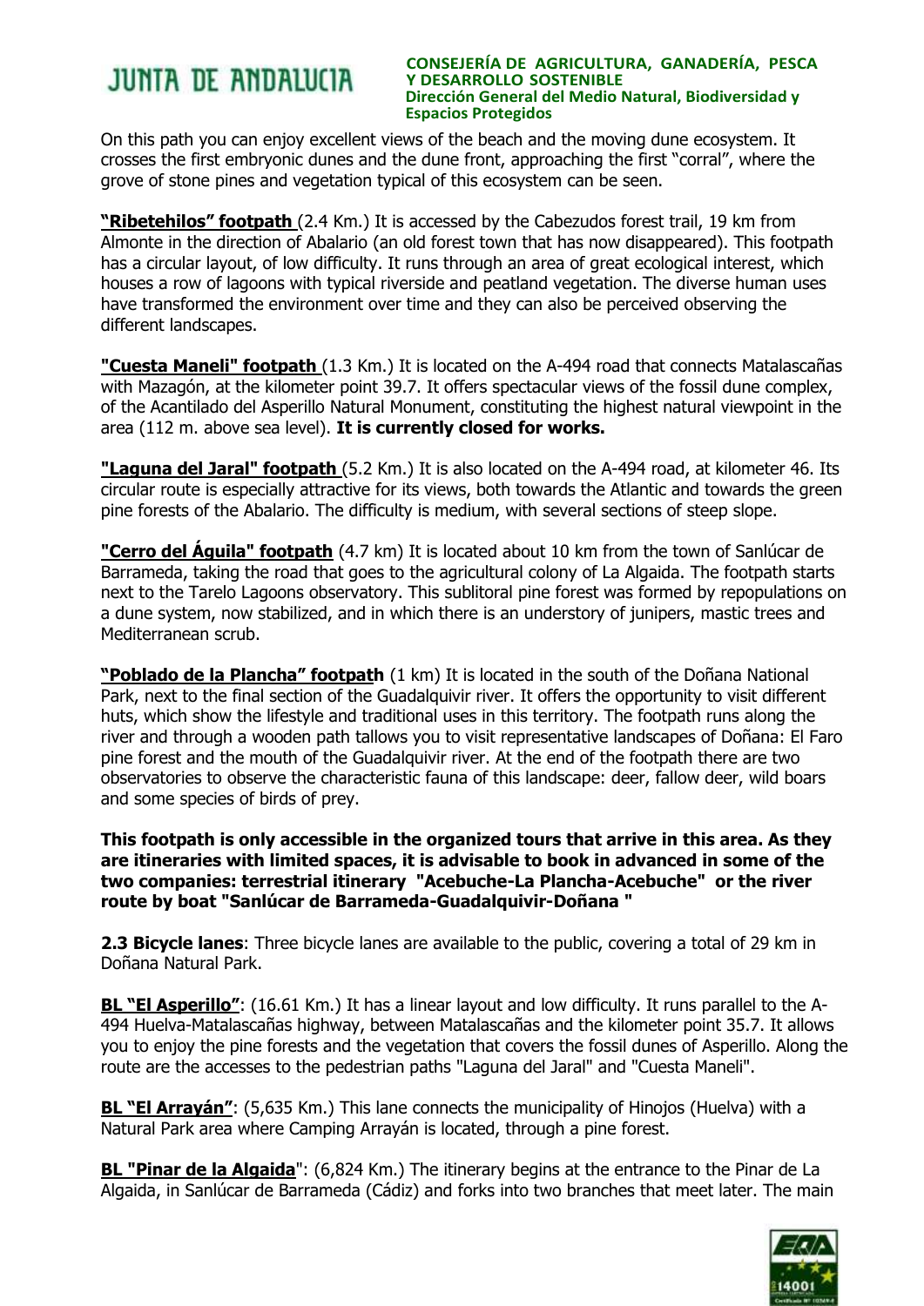On this path you can enjoy excellent views of the beach and the moving dune ecosystem. It crosses the first embryonic dunes and the dune front, approaching the first "corral", where the grove of stone pines and vegetation typical of this ecosystem can be seen.

**"Ribetehilos" footpath** (2.4 Km.) It is accessed by the Cabezudos forest trail, 19 km from Almonte in the direction of Abalario (an old forest town that has now disappeared). This footpath has a circular layout, of low difficulty. It runs through an area of great ecological interest, which houses a row of lagoons with typical riverside and peatland vegetation. The diverse human uses have transformed the environment over time and they can also be perceived observing the different landscapes.

**"Cuesta Maneli" footpath** (1.3 Km.) It is located on the A-494 road that connects Matalascañas with Mazagón, at the kilometer point 39.7. It offers spectacular views of the fossil dune complex, of the Acantilado del Asperillo Natural Monument, constituting the highest natural viewpoint in the area (112 m. above sea level). **It is currently closed for works.**

**"Laguna del Jaral" footpath** (5.2 Km.) It is also located on the A-494 road, at kilometer 46. Its circular route is especially attractive for its views, both towards the Atlantic and towards the green pine forests of the Abalario. The difficulty is medium, with several sections of steep slope.

**"Cerro del Águila" footpath** (4.7 km) It is located about 10 km from the town of Sanlúcar de Barrameda, taking the road that goes to the agricultural colony of La Algaida. The footpath starts next to the Tarelo Lagoons observatory. This sublitoral pine forest was formed by repopulations on a dune system, now stabilized, and in which there is an understory of junipers, mastic trees and Mediterranean scrub.

**"Poblado de la Plancha" footpath** (1 km) It is located in the south of the Doñana National Park, next to the final section of the Guadalquivir river. It offers the opportunity to visit different huts, which show the lifestyle and traditional uses in this territory. The footpath runs along the river and through a wooden path tallows you to visit representative landscapes of Doñana: El Faro pine forest and the mouth of the Guadalquivir river. At the end of the footpath there are two observatories to observe the characteristic fauna of this landscape: deer, fallow deer, wild boars and some species of birds of prey.

**This footpath is only accessible in the organized tours that arrive in this area. As they are itineraries with limited spaces, it is advisable to book in advanced in some of the two companies: terrestrial itinerary "Acebuche-La Plancha-Acebuche" or the river route by boat "Sanlúcar de Barrameda-Guadalquivir-Doñana "**

**2.3 Bicycle lanes**: Three bicycle lanes are available to the public, covering a total of 29 km in Doñana Natural Park.

**BL "El Asperillo"**: (16.61 Km.) It has a linear layout and low difficulty. It runs parallel to the A-494 Huelva-Matalascañas highway, between Matalascañas and the kilometer point 35.7. It allows you to enjoy the pine forests and the vegetation that covers the fossil dunes of Asperillo. Along the route are the accesses to the pedestrian paths "Laguna del Jaral" and "Cuesta Maneli".

**BL "El Arrayán"**: (5,635 Km.) This lane connects the municipality of Hinojos (Huelva) with a Natural Park area where Camping Arrayán is located, through a pine forest.

**BL "Pinar de la Algaida"**: (6,824 Km.) The itinerary begins at the entrance to the Pinar de La Algaida, in Sanlúcar de Barrameda (Cádiz) and forks into two branches that meet later. The main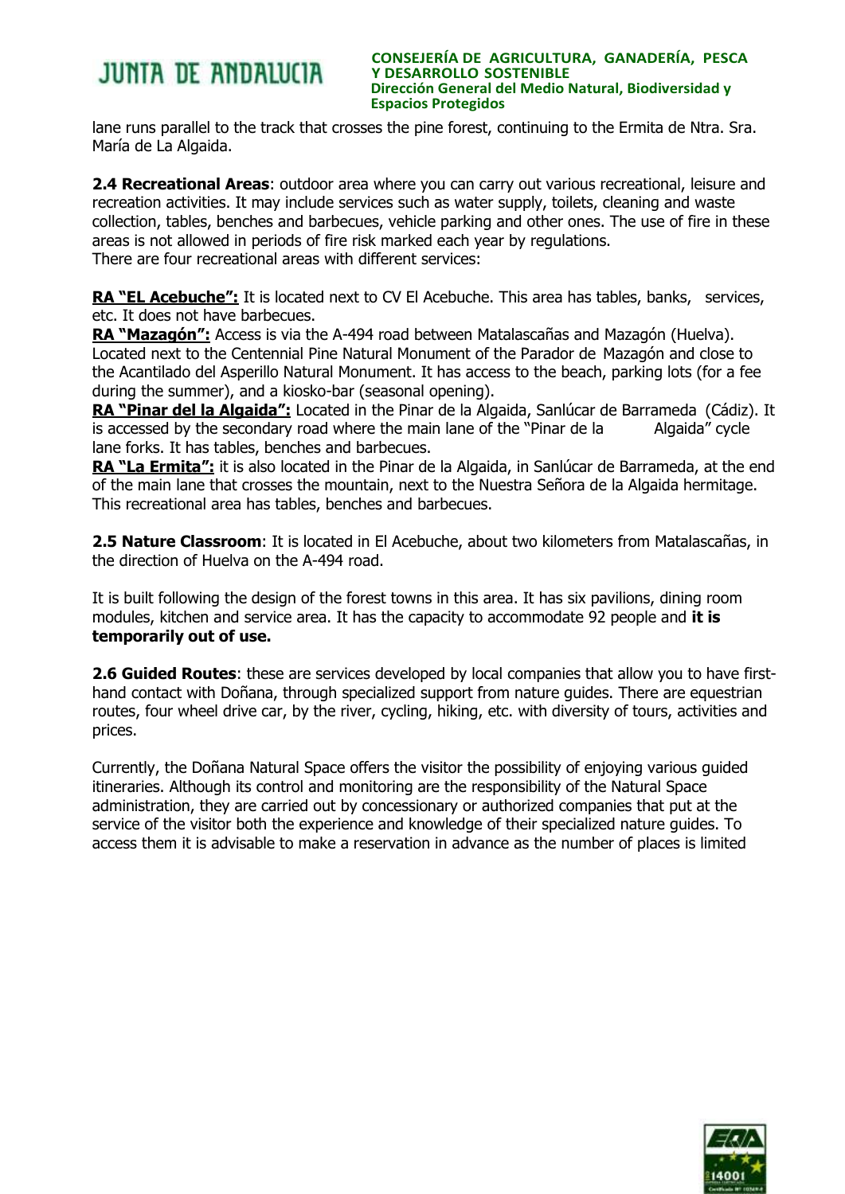lane runs parallel to the track that crosses the pine forest, continuing to the Ermita de Ntra. Sra. María de La Algaida.

**2.4 Recreational Areas**: outdoor area where you can carry out various recreational, leisure and recreation activities. It may include services such as water supply, toilets, cleaning and waste collection, tables, benches and barbecues, vehicle parking and other ones. The use of fire in these areas is not allowed in periods of fire risk marked each year by regulations.
There are four recreational areas with different services:

**RA "EL Acebuche":** It is located next to CV El Acebuche. This area has tables, banks, services, etc. It does not have barbecues.
**RA "Mazagón":** Access is via the A-494 road between Matalascañas and Mazagón (Huelva). Located next to the Centennial Pine Natural Monument of the Parador de Mazagón and close to the Acantilado del Asperillo Natural Monument. It has access to the beach, parking lots (for a fee during the summer), and a kiosko-bar (seasonal opening).
**RA "Pinar del la Algaida":** Located in the Pinar de la Algaida, Sanlúcar de Barrameda (Cádiz). It is accessed by the secondary road where the main lane of the "Pinar de la Algaida" cycle lane forks. It has tables, benches and barbecues.
**RA "La Ermita":** it is also located in the Pinar de la Algaida, in Sanlúcar de Barrameda, at the end of the main lane that crosses the mountain, next to the Nuestra Señora de la Algaida hermitage. This recreational area has tables, benches and barbecues.

**2.5 Nature Classroom**: It is located in El Acebuche, about two kilometers from Matalascañas, in the direction of Huelva on the A-494 road.

It is built following the design of the forest towns in this area. It has six pavilions, dining room modules, kitchen and service area. It has the capacity to accommodate 92 people and **it is temporarily out of use.**

**2.6 Guided Routes**: these are services developed by local companies that allow you to have first-hand contact with Doñana, through specialized support from nature guides. There are equestrian routes, four wheel drive car, by the river, cycling, hiking, etc. with diversity of tours, activities and prices.

Currently, the Doñana Natural Space offers the visitor the possibility of enjoying various guided itineraries. Although its control and monitoring are the responsibility of the Natural Space administration, they are carried out by concessionary or authorized companies that put at the service of the visitor both the experience and knowledge of their specialized nature guides. To access them it is advisable to make a reservation in advance as the number of places is limited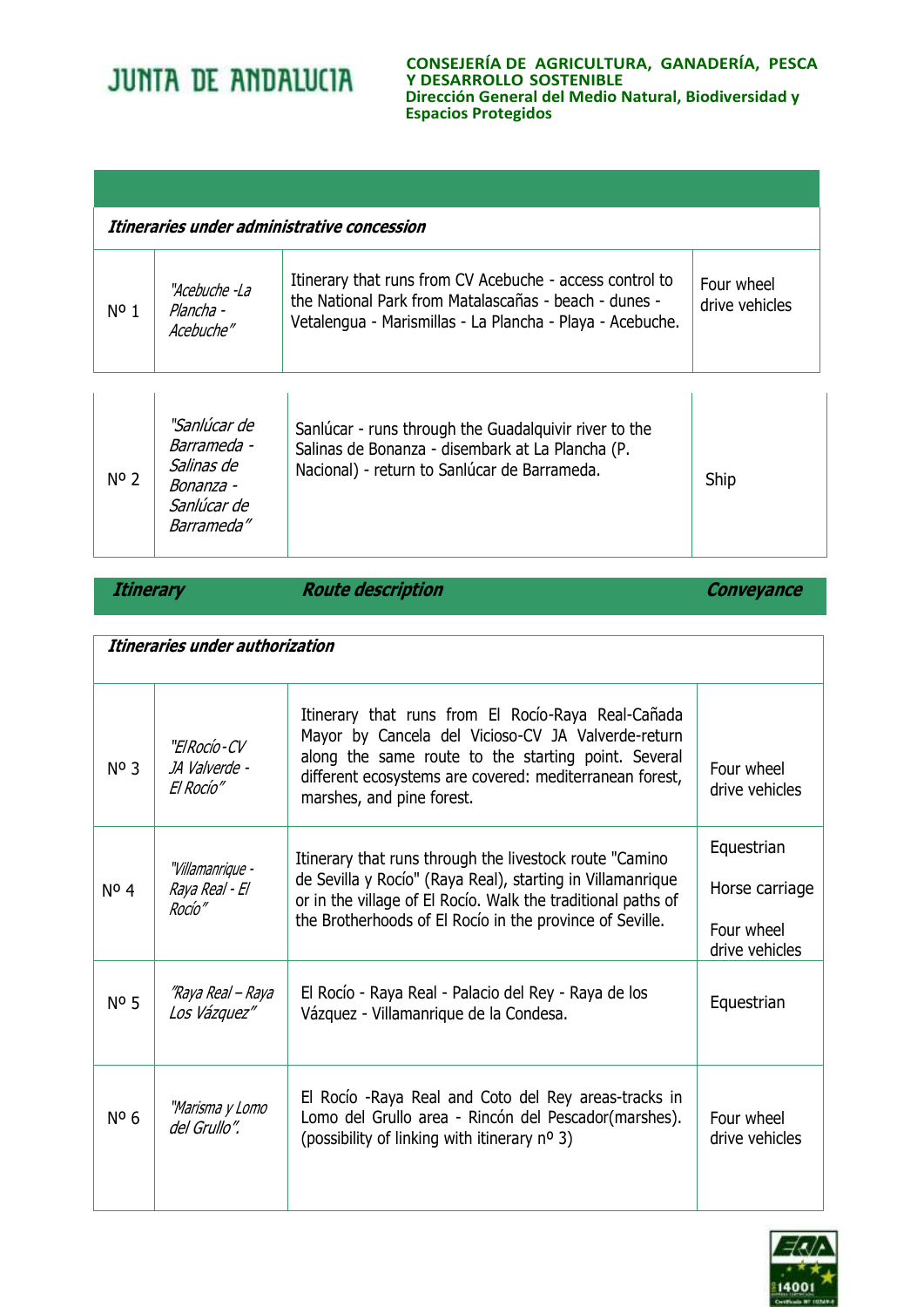| Itinerary | | Route description | Conveyance |
|---|---|---|---|
| ***Itineraries under administrative concession*** | | | |
| Nº 1 | *"Acebuche -La Plancha - Acebuche"* | Itinerary that runs from CV Acebuche - access control to the National Park from Matalascañas - beach - dunes - Vetalengua - Marismillas - La Plancha - Playa - Acebuche. | Four wheel drive vehicles |
| Nº 2 | *"Sanlúcar de Barrameda - Salinas de Bonanza - Sanlúcar de Barrameda"* | Sanlúcar - runs through the Guadalquivir river to the Salinas de Bonanza - disembark at La Plancha (P. Nacional) - return to Sanlúcar de Barrameda. | Ship |
| ***Itineraries under authorization*** | | | |
| Nº 3 | *"El Rocío - CV JA Valverde - El Rocío"* | Itinerary that runs from El Rocío-Raya Real-Cañada Mayor by Cancela del Vicioso-CV JA Valverde-return along the same route to the starting point. Several different ecosystems are covered: mediterranean forest, marshes, and pine forest. | Four wheel drive vehicles |
| Nº 4 | *"Villamanrique - Raya Real - El Rocío"* | Itinerary that runs through the livestock route "Camino de Sevilla y Rocío" (Raya Real), starting in Villamanrique or in the village of El Rocío. Walk the traditional paths of the Brotherhoods of El Rocío in the province of Seville. | Equestrian<br>Horse carriage<br>Four wheel drive vehicles |
| Nº 5 | *"Raya Real – Raya Los Vázquez"* | El Rocío - Raya Real - Palacio del Rey - Raya de los Vázquez - Villamanrique de la Condesa. | Equestrian |
| Nº 6 | *"Marisma y Lomo del Grullo".* | El Rocío -Raya Real and Coto del Rey areas-tracks in Lomo del Grullo area - Rincón del Pescador(marshes). (possibility of linking with itinerary nº 3) | Four wheel drive vehicles |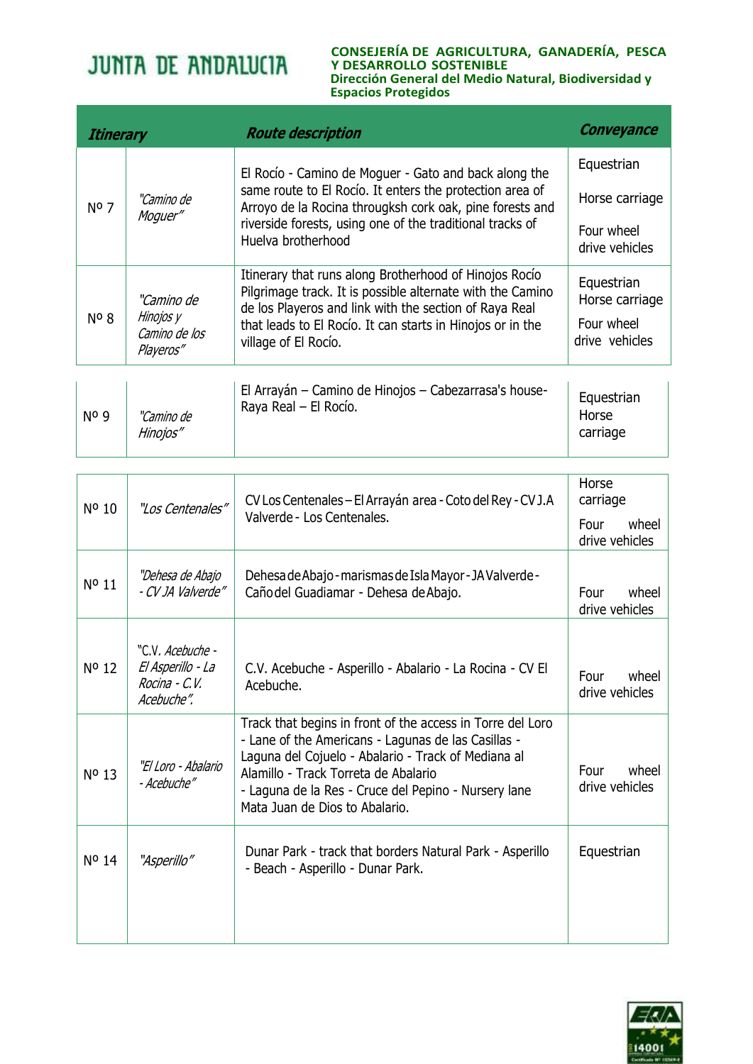| Itinerary | | Route description | Conveyance |
|---|---|---|---|
| Nº 7 | *"Camino de Moguer"* | El Rocío - Camino de Moguer - Gato and back along the same route to El Rocío. It enters the protection area of Arroyo de la Rocina througksh cork oak, pine forests and riverside forests, using one of the traditional tracks of Huelva brotherhood | Equestrian<br>Horse carriage<br>Four wheel drive vehicles |
| Nº 8 | *"Camino de Hinojos y Camino de los Playeros"* | Itinerary that runs along Brotherhood of Hinojos Rocío Pilgrimage track. It is possible alternate with the Camino de los Playeros and link with the section of Raya Real that leads to El Rocío. It can starts in Hinojos or in the village of El Rocío. | Equestrian<br>Horse carriage<br>Four wheel drive vehicles |
| Nº 9 | *"Camino de Hinojos"* | El Arrayán – Camino de Hinojos – Cabezarrasa's house- Raya Real – El Rocío. | Equestrian<br>Horse carriage |
| Nº 10 | *"Los Centenales"* | CV Los Centenales – El Arrayán area - Coto del Rey - CV J.A Valverde - Los Centenales. | Horse carriage<br>Four wheel drive vehicles |
| Nº 11 | *"Dehesa de Abajo - CV JA Valverde"* | Dehesa de Abajo - marismas de Isla Mayor - JA Valverde - Caño del Guadiamar - Dehesa de Abajo. | Four wheel drive vehicles |
| Nº 12 | "C.V. *Acebuche - El Asperillo - La Rocina - C.V. Acebuche"*. | C.V. Acebuche - Asperillo - Abalario - La Rocina - CV El Acebuche. | Four wheel drive vehicles |
| Nº 13 | *"El Loro - Abalario - Acebuche"* | Track that begins in front of the access in Torre del Loro - Lane of the Americans - Lagunas de las Casillas - Laguna del Cojuelo - Abalario - Track of Mediana al Alamillo - Track Torreta de Abalario - Laguna de la Res - Cruce del Pepino - Nursery lane Mata Juan de Dios to Abalario. | Four wheel drive vehicles |
| Nº 14 | *"Asperillo"* | Dunar Park - track that borders Natural Park - Asperillo - Beach - Asperillo - Dunar Park. | Equestrian |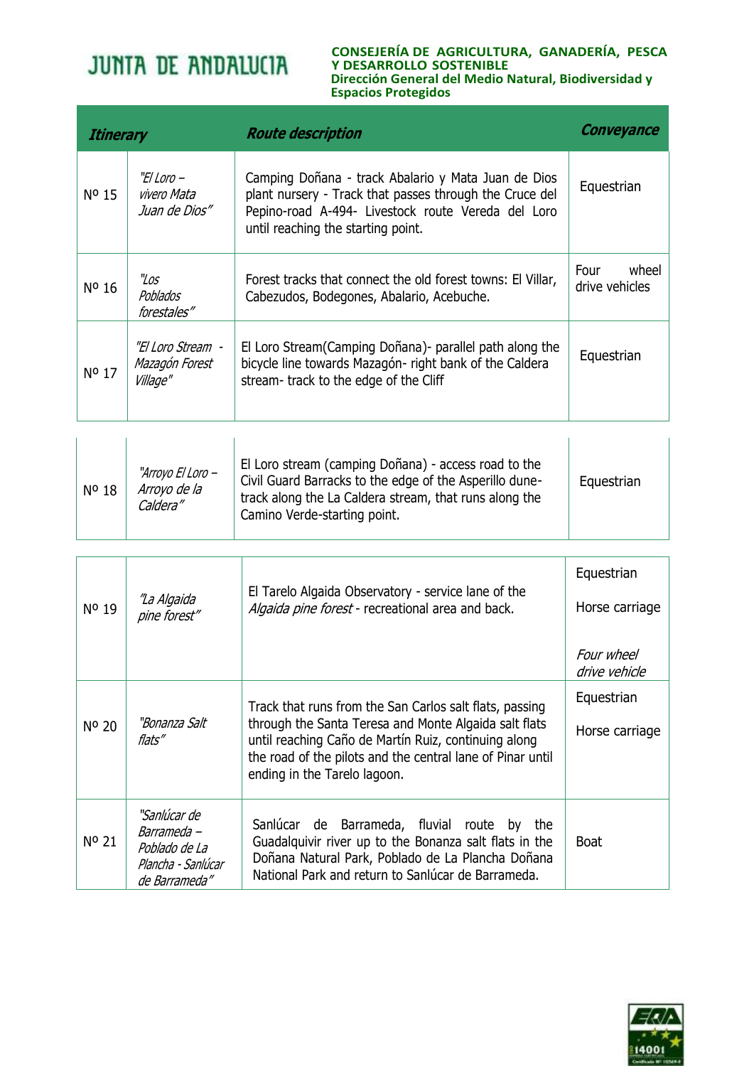| Itinerary | | Route description | Conveyance |
|---|---|---|---|
| Nº 15 | *"El Loro – vivero Mata Juan de Dios"* | Camping Doñana - track Abalario y Mata Juan de Dios plant nursery - Track that passes through the Cruce del Pepino-road A-494- Livestock route Vereda del Loro until reaching the starting point. | Equestrian |
| Nº 16 | *"Los Poblados forestales"* | Forest tracks that connect the old forest towns: El Villar, Cabezudos, Bodegones, Abalario, Acebuche. | Four wheel drive vehicles |
| Nº 17 | *"El Loro Stream - Mazagón Forest Village"* | El Loro Stream(Camping Doñana)- parallel path along the bicycle line towards Mazagón- right bank of the Caldera stream- track to the edge of the Cliff | Equestrian |
| Nº 18 | *"Arroyo El Loro – Arroyo de la Caldera"* | El Loro stream (camping Doñana) - access road to the Civil Guard Barracks to the edge of the Asperillo dune-track along the La Caldera stream, that runs along the Camino Verde-starting point. | Equestrian |
| Nº 19 | *"La Algaida pine forest"* | El Tarelo Algaida Observatory - service lane of the *Algaida pine forest* - recreational area and back. | Equestrian<br>Horse carriage<br>*Four wheel drive vehicle* |
| Nº 20 | *"Bonanza Salt flats"* | Track that runs from the San Carlos salt flats, passing through the Santa Teresa and Monte Algaida salt flats until reaching Caño de Martín Ruiz, continuing along the road of the pilots and the central lane of Pinar until ending in the Tarelo lagoon. | Equestrian<br>Horse carriage |
| Nº 21 | *"Sanlúcar de Barrameda – Poblado de La Plancha - Sanlúcar de Barrameda"* | Sanlúcar de Barrameda, fluvial route by the Guadalquivir river up to the Bonanza salt flats in the Doñana Natural Park, Poblado de La Plancha Doñana National Park and return to Sanlúcar de Barrameda. | Boat |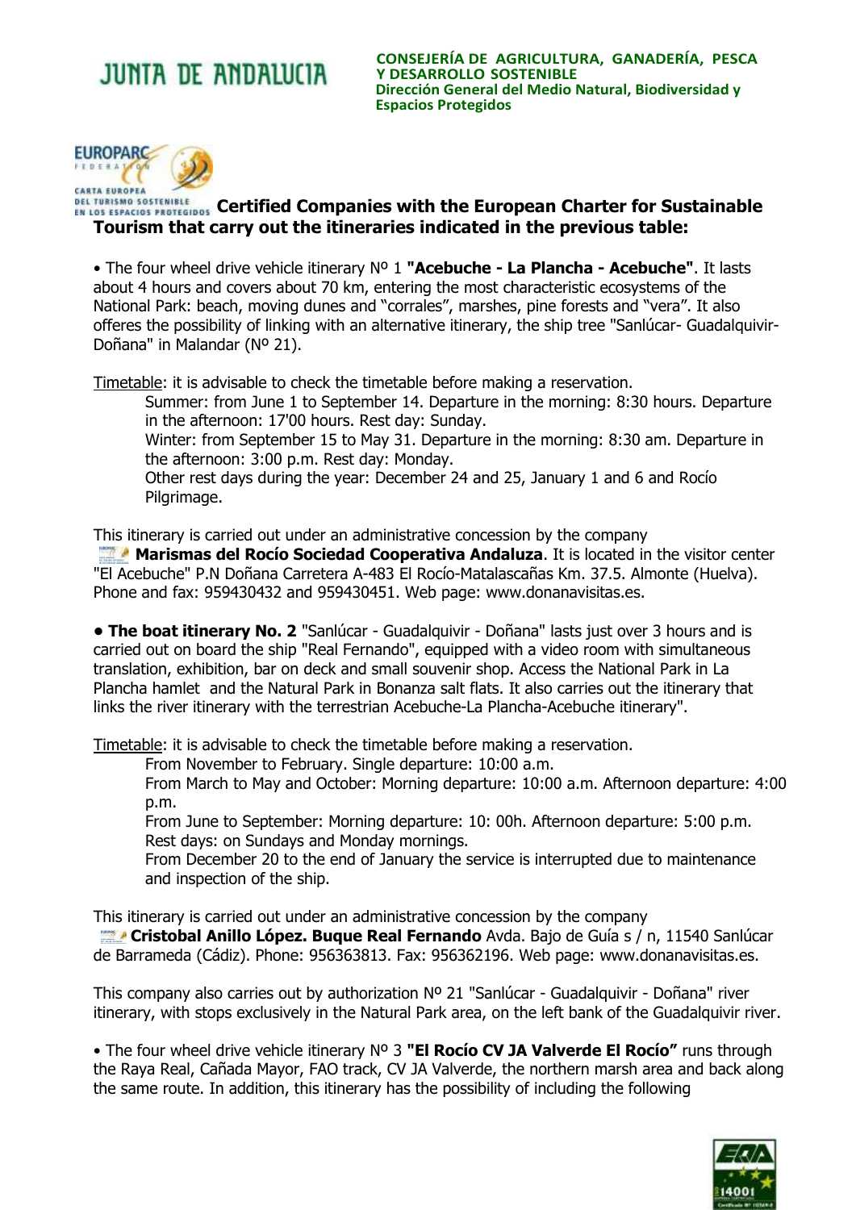JUNTA DE ANDALUCIA

**CONSEJERÍA DE AGRICULTURA, GANADERÍA, PESCA Y DESARROLLO SOSTENIBLE**
**Dirección General del Medio Natural, Biodiversidad y Espacios Protegidos**

EUROPARC FEDERATION
CARTA EUROPEA DEL TURISMO SOSTENIBLE EN LOS ESPACIOS PROTEGIDOS

## Certified Companies with the European Charter for Sustainable Tourism that carry out the itineraries indicated in the previous table:

• The four wheel drive vehicle itinerary Nº 1 **"Acebuche - La Plancha - Acebuche"**. It lasts about 4 hours and covers about 70 km, entering the most characteristic ecosystems of the National Park: beach, moving dunes and "corrales", marshes, pine forests and "vera". It also offeres the possibility of linking with an alternative itinerary, the ship tree "Sanlúcar- Guadalquivir-Doñana" in Malandar (Nº 21).

Timetable: it is advisable to check the timetable before making a reservation.
Summer: from June 1 to September 14. Departure in the morning: 8:30 hours. Departure in the afternoon: 17'00 hours. Rest day: Sunday.
Winter: from September 15 to May 31. Departure in the morning: 8:30 am. Departure in the afternoon: 3:00 p.m. Rest day: Monday.
Other rest days during the year: December 24 and 25, January 1 and 6 and Rocío Pilgrimage.

This itinerary is carried out under an administrative concession by the company **Marismas del Rocío Sociedad Cooperativa Andaluza**. It is located in the visitor center "El Acebuche" P.N Doñana Carretera A-483 El Rocío-Matalascañas Km. 37.5. Almonte (Huelva). Phone and fax: 959430432 and 959430451. Web page: www.donanavisitas.es.

**• The boat itinerary No. 2** "Sanlúcar - Guadalquivir - Doñana" lasts just over 3 hours and is carried out on board the ship "Real Fernando", equipped with a video room with simultaneous translation, exhibition, bar on deck and small souvenir shop. Access the National Park in La Plancha hamlet and the Natural Park in Bonanza salt flats. It also carries out the itinerary that links the river itinerary with the terrestrian Acebuche-La Plancha-Acebuche itinerary".

Timetable: it is advisable to check the timetable before making a reservation.
From November to February. Single departure: 10:00 a.m.
From March to May and October: Morning departure: 10:00 a.m. Afternoon departure: 4:00 p.m.
From June to September: Morning departure: 10: 00h. Afternoon departure: 5:00 p.m.
Rest days: on Sundays and Monday mornings.
From December 20 to the end of January the service is interrupted due to maintenance and inspection of the ship.

This itinerary is carried out under an administrative concession by the company **Cristobal Anillo López. Buque Real Fernando** Avda. Bajo de Guía s / n, 11540 Sanlúcar de Barrameda (Cádiz). Phone: 956363813. Fax: 956362196. Web page: www.donanavisitas.es.

This company also carries out by authorization Nº 21 "Sanlúcar - Guadalquivir - Doñana" river itinerary, with stops exclusively in the Natural Park area, on the left bank of the Guadalquivir river.

• The four wheel drive vehicle itinerary Nº 3 **"El Rocío CV JA Valverde El Rocío"** runs through the Raya Real, Cañada Mayor, FAO track, CV JA Valverde, the northern marsh area and back along the same route. In addition, this itinerary has the possibility of including the following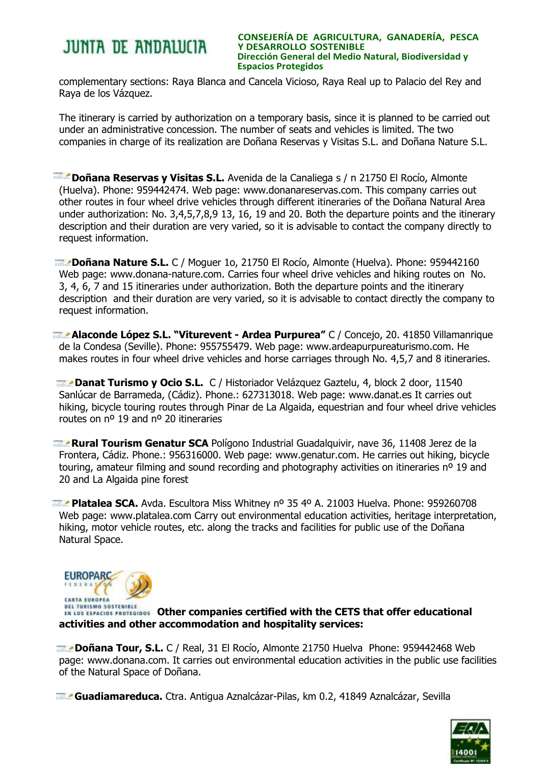complementary sections: Raya Blanca and Cancela Vicioso, Raya Real up to Palacio del Rey and Raya de los Vázquez.

The itinerary is carried by authorization on a temporary basis, since it is planned to be carried out under an administrative concession. The number of seats and vehicles is limited. The two companies in charge of its realization are Doñana Reservas y Visitas S.L. and Doñana Nature S.L.

**Doñana Reservas y Visitas S.L.** Avenida de la Canaliega s / n 21750 El Rocío, Almonte (Huelva). Phone: 959442474. Web page: www.donanareservas.com. This company carries out other routes in four wheel drive vehicles through different itineraries of the Doñana Natural Area under authorization: No. 3,4,5,7,8,9 13, 16, 19 and 20. Both the departure points and the itinerary description and their duration are very varied, so it is advisable to contact the company directly to request information.

**Doñana Nature S.L.** C / Moguer 1o, 21750 El Rocío, Almonte (Huelva). Phone: 959442160 Web page: www.donana-nature.com. Carries four wheel drive vehicles and hiking routes on No. 3, 4, 6, 7 and 15 itineraries under authorization. Both the departure points and the itinerary description and their duration are very varied, so it is advisable to contact directly the company to request information.

**Alaconde López S.L. "Viturevent - Ardea Purpurea"** C / Concejo, 20. 41850 Villamanrique de la Condesa (Seville). Phone: 955755479. Web page: www.ardeapurpureaturismo.com. He makes routes in four wheel drive vehicles and horse carriages through No. 4,5,7 and 8 itineraries.

**Danat Turismo y Ocio S.L.** C / Historiador Velázquez Gaztelu, 4, block 2 door, 11540 Sanlúcar de Barrameda, (Cádiz). Phone.: 627313018. Web page: www.danat.es It carries out hiking, bicycle touring routes through Pinar de La Algaida, equestrian and four wheel drive vehicles routes on nº 19 and nº 20 itineraries

**Rural Tourism Genatur SCA** Polígono Industrial Guadalquivir, nave 36, 11408 Jerez de la Frontera, Cádiz. Phone.: 956316000. Web page: www.genatur.com. He carries out hiking, bicycle touring, amateur filming and sound recording and photography activities on itineraries nº 19 and 20 and La Algaida pine forest

**Platalea SCA.** Avda. Escultora Miss Whitney nº 35 4º A. 21003 Huelva. Phone: 959260708 Web page: www.platalea.com Carry out environmental education activities, heritage interpretation, hiking, motor vehicle routes, etc. along the tracks and facilities for public use of the Doñana Natural Space.

**Other companies certified with the CETS that offer educational activities and other accommodation and hospitality services:**

**Doñana Tour, S.L.** C / Real, 31 El Rocío, Almonte 21750 Huelva Phone: 959442468 Web page: www.donana.com. It carries out environmental education activities in the public use facilities of the Natural Space of Doñana.

**Guadiamareduca.** Ctra. Antigua Aznalcázar-Pilas, km 0.2, 41849 Aznalcázar, Sevilla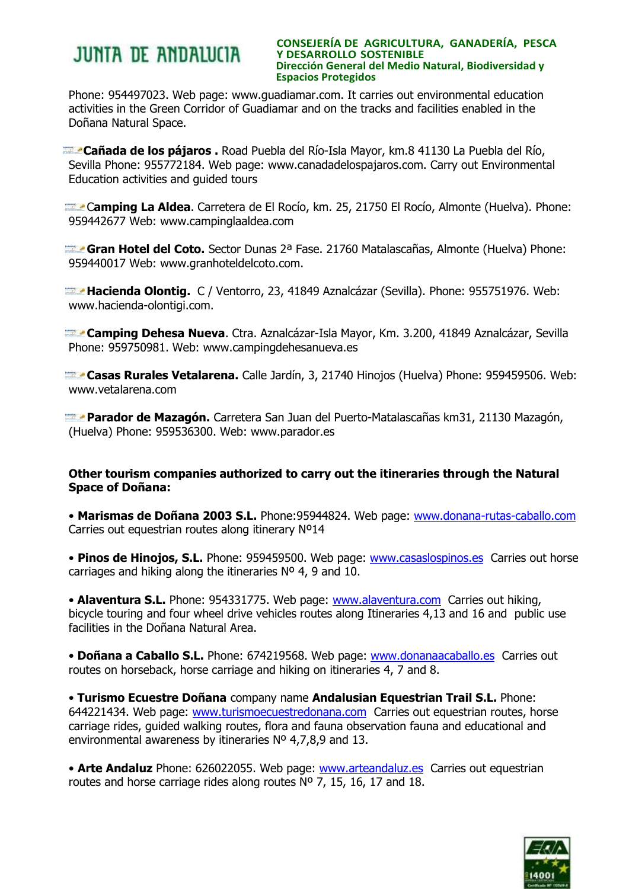Phone: 954497023. Web page: www.guadiamar.com. It carries out environmental education activities in the Green Corridor of Guadiamar and on the tracks and facilities enabled in the Doñana Natural Space.

**Cañada de los pájaros .** Road Puebla del Río-Isla Mayor, km.8 41130 La Puebla del Río, Sevilla Phone: 955772184. Web page: www.canadadelospajaros.com. Carry out Environmental Education activities and guided tours

**Camping La Aldea**. Carretera de El Rocío, km. 25, 21750 El Rocío, Almonte (Huelva). Phone: 959442677 Web: www.campinglaaldea.com

**Gran Hotel del Coto.** Sector Dunas 2ª Fase. 21760 Matalascañas, Almonte (Huelva) Phone: 959440017 Web: www.granhoteldelcoto.com.

**Hacienda Olontig.** C / Ventorro, 23, 41849 Aznalcázar (Sevilla). Phone: 955751976. Web: www.hacienda-olontigi.com.

**Camping Dehesa Nueva**. Ctra. Aznalcázar-Isla Mayor, Km. 3.200, 41849 Aznalcázar, Sevilla Phone: 959750981. Web: www.campingdehesanueva.es

**Casas Rurales Vetalarena.** Calle Jardín, 3, 21740 Hinojos (Huelva) Phone: 959459506. Web: www.vetalarena.com

**Parador de Mazagón.** Carretera San Juan del Puerto-Matalascañas km31, 21130 Mazagón, (Huelva) Phone: 959536300. Web: www.parador.es

**Other tourism companies authorized to carry out the itineraries through the Natural Space of Doñana:**

- **Marismas de Doñana 2003 S.L.** Phone:95944824. Web page: www.donana-rutas-caballo.com Carries out equestrian routes along itinerary Nº14

- **Pinos de Hinojos, S.L.** Phone: 959459500. Web page: www.casaslospinos.es Carries out horse carriages and hiking along the itineraries Nº 4, 9 and 10.

- **Alaventura S.L.** Phone: 954331775. Web page: www.alaventura.com Carries out hiking, bicycle touring and four wheel drive vehicles routes along Itineraries 4,13 and 16 and public use facilities in the Doñana Natural Area.

- **Doñana a Caballo S.L.** Phone: 674219568. Web page: www.donanaacaballo.es Carries out routes on horseback, horse carriage and hiking on itineraries 4, 7 and 8.

- **Turismo Ecuestre Doñana** company name **Andalusian Equestrian Trail S.L.** Phone: 644221434. Web page: www.turismoecuestredonana.com Carries out equestrian routes, horse carriage rides, guided walking routes, flora and fauna observation fauna and educational and environmental awareness by itineraries Nº 4,7,8,9 and 13.

- **Arte Andaluz** Phone: 626022055. Web page: www.arteandaluz.es Carries out equestrian routes and horse carriage rides along routes Nº 7, 15, 16, 17 and 18.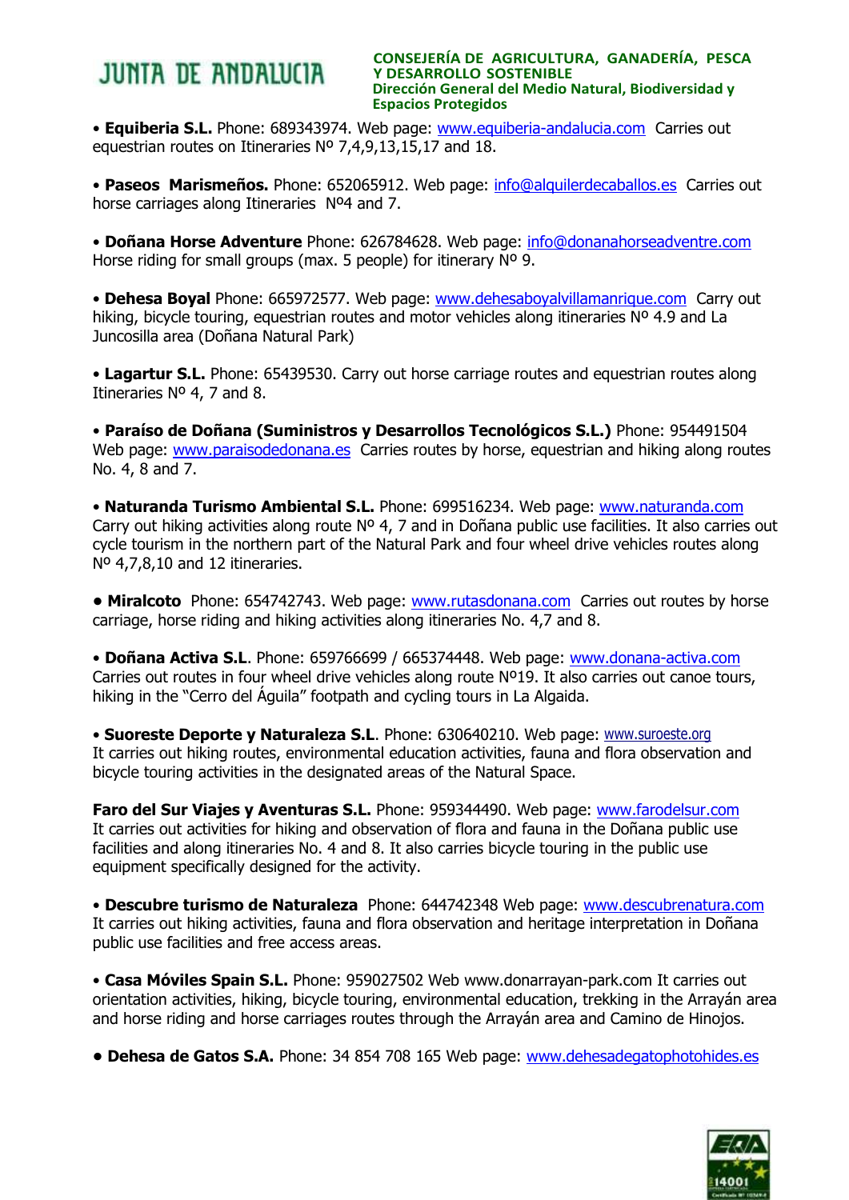• **Equiberia S.L.** Phone: 689343974. Web page: www.equiberia-andalucia.com Carries out equestrian routes on Itineraries Nº 7,4,9,13,15,17 and 18.

• **Paseos Marismeños.** Phone: 652065912. Web page: info@alquilerdecaballos.es Carries out horse carriages along Itineraries Nº4 and 7.

• **Doñana Horse Adventure** Phone: 626784628. Web page: info@donanahorseadventre.com Horse riding for small groups (max. 5 people) for itinerary Nº 9.

• **Dehesa Boyal** Phone: 665972577. Web page: www.dehesaboyalvillamanrique.com Carry out hiking, bicycle touring, equestrian routes and motor vehicles along itineraries Nº 4.9 and La Juncosilla area (Doñana Natural Park)

• **Lagartur S.L.** Phone: 65439530. Carry out horse carriage routes and equestrian routes along Itineraries Nº 4, 7 and 8.

• **Paraíso de Doñana (Suministros y Desarrollos Tecnológicos S.L.)** Phone: 954491504 Web page: www.paraisodedonana.es Carries routes by horse, equestrian and hiking along routes No. 4, 8 and 7.

• **Naturanda Turismo Ambiental S.L.** Phone: 699516234. Web page: www.naturanda.com Carry out hiking activities along route Nº 4, 7 and in Doñana public use facilities. It also carries out cycle tourism in the northern part of the Natural Park and four wheel drive vehicles routes along Nº 4,7,8,10 and 12 itineraries.

• **Miralcoto** Phone: 654742743. Web page: www.rutasdonana.com Carries out routes by horse carriage, horse riding and hiking activities along itineraries No. 4,7 and 8.

• **Doñana Activa S.L**. Phone: 659766699 / 665374448. Web page: www.donana-activa.com Carries out routes in four wheel drive vehicles along route Nº19. It also carries out canoe tours, hiking in the "Cerro del Águila" footpath and cycling tours in La Algaida.

• **Suoreste Deporte y Naturaleza S.L**. Phone: 630640210. Web page: www.suroeste.org It carries out hiking routes, environmental education activities, fauna and flora observation and bicycle touring activities in the designated areas of the Natural Space.

**Faro del Sur Viajes y Aventuras S.L.** Phone: 959344490. Web page: www.farodelsur.com It carries out activities for hiking and observation of flora and fauna in the Doñana public use facilities and along itineraries No. 4 and 8. It also carries bicycle touring in the public use equipment specifically designed for the activity.

• **Descubre turismo de Naturaleza** Phone: 644742348 Web page: www.descubrenatura.com It carries out hiking activities, fauna and flora observation and heritage interpretation in Doñana public use facilities and free access areas.

• **Casa Móviles Spain S.L.** Phone: 959027502 Web www.donarrayan-park.com It carries out orientation activities, hiking, bicycle touring, environmental education, trekking in the Arrayán area and horse riding and horse carriages routes through the Arrayán area and Camino de Hinojos.

• **Dehesa de Gatos S.A.** Phone: 34 854 708 165 Web page: www.dehesadegatophotohides.es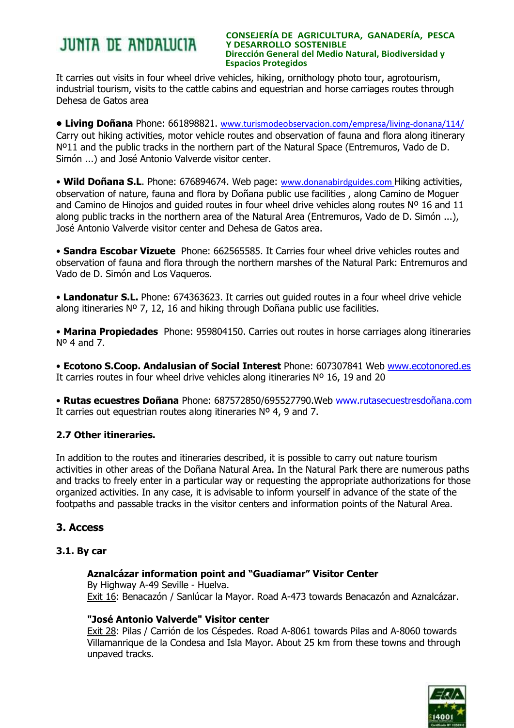It carries out visits in four wheel drive vehicles, hiking, ornithology photo tour, agrotourism, industrial tourism, visits to the cattle cabins and equestrian and horse carriages routes through Dehesa de Gatos area

• **Living Doñana** Phone: 661898821. www.turismodeobservacion.com/empresa/living-donana/114/ Carry out hiking activities, motor vehicle routes and observation of fauna and flora along itinerary Nº11 and the public tracks in the northern part of the Natural Space (Entremuros, Vado de D. Simón ...) and José Antonio Valverde visitor center.

• **Wild Doñana S.L**. Phone: 676894674. Web page: www.donanabirdguides.com Hiking activities, observation of nature, fauna and flora by Doñana public use facilities , along Camino de Moguer and Camino de Hinojos and guided routes in four wheel drive vehicles along routes Nº 16 and 11 along public tracks in the northern area of the Natural Area (Entremuros, Vado de D. Simón ...), José Antonio Valverde visitor center and Dehesa de Gatos area.

• **Sandra Escobar Vizuete** Phone: 662565585. It Carries four wheel drive vehicles routes and observation of fauna and flora through the northern marshes of the Natural Park: Entremuros and Vado de D. Simón and Los Vaqueros.

• **Landonatur S.L.** Phone: 674363623. It carries out guided routes in a four wheel drive vehicle along itineraries Nº 7, 12, 16 and hiking through Doñana public use facilities.

• **Marina Propiedades** Phone: 959804150. Carries out routes in horse carriages along itineraries Nº 4 and 7.

• **Ecotono S.Coop. Andalusian of Social Interest** Phone: 607307841 Web www.ecotonored.es It carries routes in four wheel drive vehicles along itineraries Nº 16, 19 and 20

• **Rutas ecuestres Doñana** Phone: 687572850/695527790.Web www.rutasecuestresdoñana.com It carries out equestrian routes along itineraries Nº 4, 9 and 7.

### 2.7 Other itineraries.

In addition to the routes and itineraries described, it is possible to carry out nature tourism activities in other areas of the Doñana Natural Area. In the Natural Park there are numerous paths and tracks to freely enter in a particular way or requesting the appropriate authorizations for those organized activities. In any case, it is advisable to inform yourself in advance of the state of the footpaths and passable tracks in the visitor centers and information points of the Natural Area.

## 3. Access

### 3.1. By car

**Aznalcázar information point and "Guadiamar" Visitor Center**
By Highway A-49 Seville - Huelva.
Exit 16: Benacazón / Sanlúcar la Mayor. Road A-473 towards Benacazón and Aznalcázar.

**"José Antonio Valverde" Visitor center**
Exit 28: Pilas / Carrión de los Céspedes. Road A-8061 towards Pilas and A-8060 towards Villamanrique de la Condesa and Isla Mayor. About 25 km from these towns and through unpaved tracks.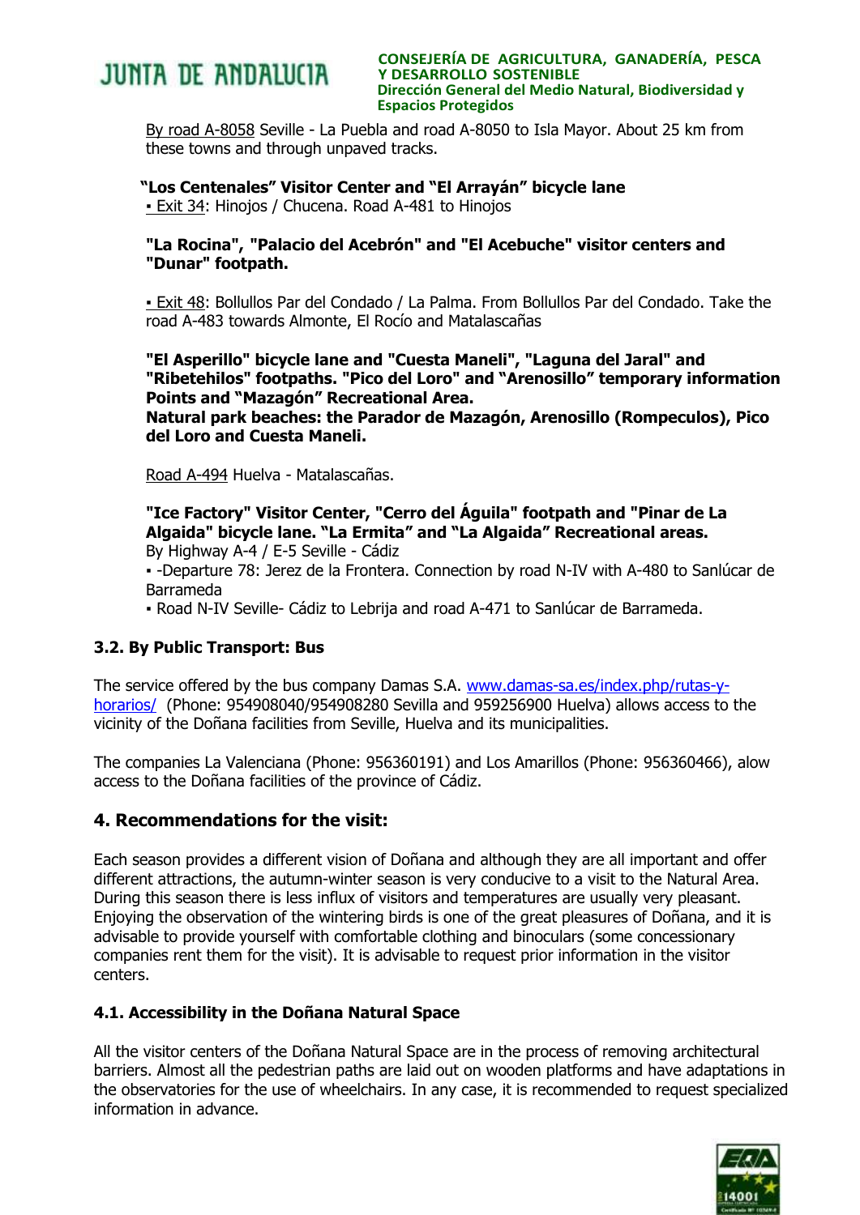By road A-8058 Seville - La Puebla and road A-8050 to Isla Mayor. About 25 km from these towns and through unpaved tracks.

**"Los Centenales" Visitor Center and "El Arrayán" bicycle lane**

▪ Exit 34: Hinojos / Chucena. Road A-481 to Hinojos

**"La Rocina", "Palacio del Acebrón" and "El Acebuche" visitor centers and "Dunar" footpath.**

▪ Exit 48: Bollullos Par del Condado / La Palma. From Bollullos Par del Condado. Take the road A-483 towards Almonte, El Rocío and Matalascañas

**"El Asperillo" bicycle lane and "Cuesta Maneli", "Laguna del Jaral" and "Ribetehilos" footpaths. "Pico del Loro" and "Arenosillo" temporary information Points and "Mazagón" Recreational Area.**
**Natural park beaches: the Parador de Mazagón, Arenosillo (Rompeculos), Pico del Loro and Cuesta Maneli.**

Road A-494 Huelva - Matalascañas.

**"Ice Factory" Visitor Center, "Cerro del Águila" footpath and "Pinar de La Algaida" bicycle lane. "La Ermita" and "La Algaida" Recreational areas.**

By Highway A-4 / E-5 Seville - Cádiz

▪ -Departure 78: Jerez de la Frontera. Connection by road N-IV with A-480 to Sanlúcar de Barrameda

▪ Road N-IV Seville- Cádiz to Lebrija and road A-471 to Sanlúcar de Barrameda.

### 3.2. By Public Transport: Bus

The service offered by the bus company Damas S.A. www.damas-sa.es/index.php/rutas-y-horarios/ (Phone: 954908040/954908280 Sevilla and 959256900 Huelva) allows access to the vicinity of the Doñana facilities from Seville, Huelva and its municipalities.

The companies La Valenciana (Phone: 956360191) and Los Amarillos (Phone: 956360466), alow access to the Doñana facilities of the province of Cádiz.

## 4. Recommendations for the visit:

Each season provides a different vision of Doñana and although they are all important and offer different attractions, the autumn-winter season is very conducive to a visit to the Natural Area. During this season there is less influx of visitors and temperatures are usually very pleasant. Enjoying the observation of the wintering birds is one of the great pleasures of Doñana, and it is advisable to provide yourself with comfortable clothing and binoculars (some concessionary companies rent them for the visit). It is advisable to request prior information in the visitor centers.

### 4.1. Accessibility in the Doñana Natural Space

All the visitor centers of the Doñana Natural Space are in the process of removing architectural barriers. Almost all the pedestrian paths are laid out on wooden platforms and have adaptations in the observatories for the use of wheelchairs. In any case, it is recommended to request specialized information in advance.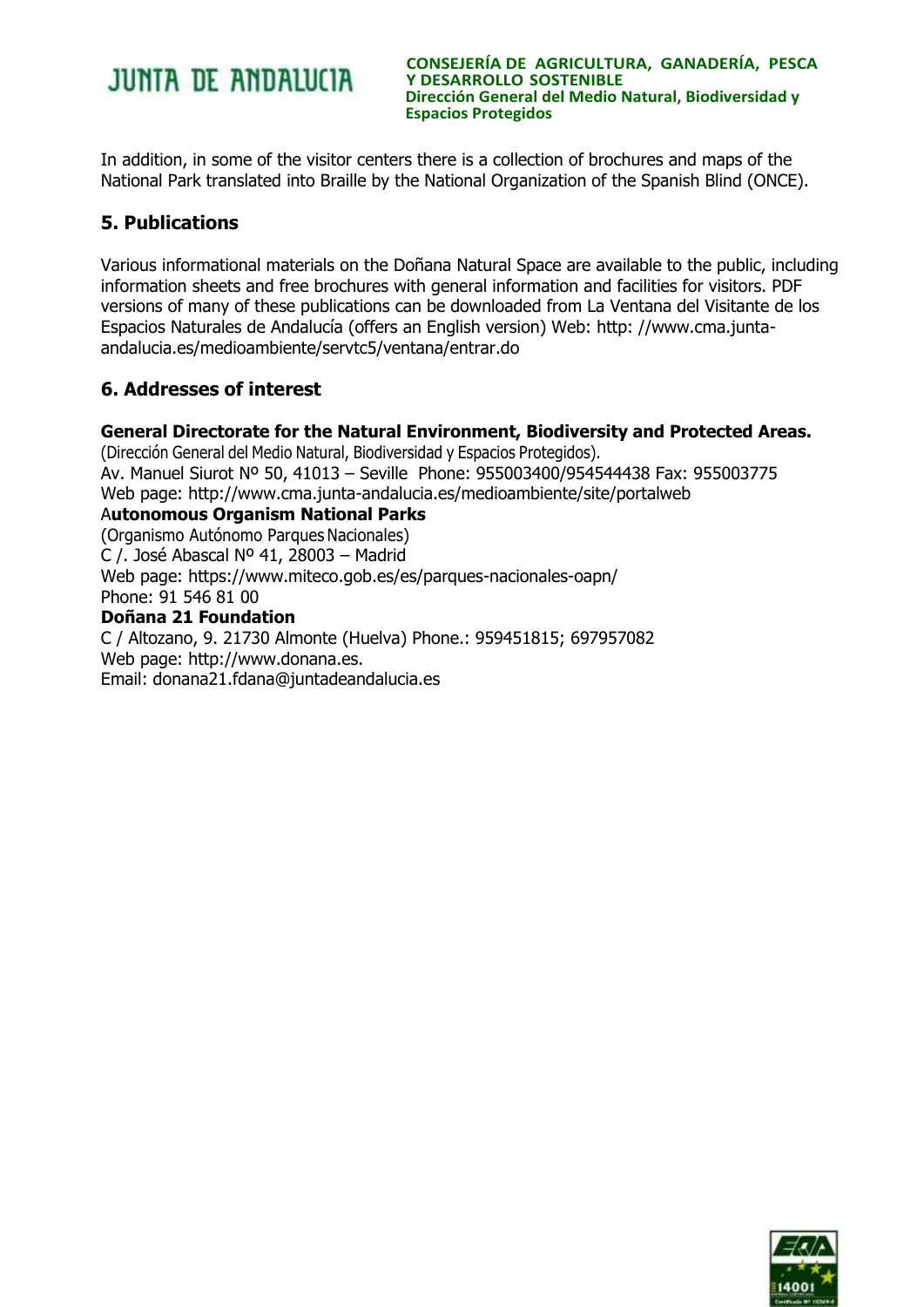In addition, in some of the visitor centers there is a collection of brochures and maps of the National Park translated into Braille by the National Organization of the Spanish Blind (ONCE).

## 5. Publications

Various informational materials on the Doñana Natural Space are available to the public, including information sheets and free brochures with general information and facilities for visitors. PDF versions of many of these publications can be downloaded from La Ventana del Visitante de los Espacios Naturales de Andalucía (offers an English version) Web: http: //www.cma.junta-andalucia.es/medioambiente/servtc5/ventana/entrar.do

## 6. Addresses of interest

**General Directorate for the Natural Environment, Biodiversity and Protected Areas.**
(Dirección General del Medio Natural, Biodiversidad y Espacios Protegidos).
Av. Manuel Siurot Nº 50, 41013 – Seville Phone: 955003400/954544438 Fax: 955003775
Web page: http://www.cma.junta-andalucia.es/medioambiente/site/portalweb

**Autonomous Organism National Parks**
(Organismo Autónomo Parques Nacionales)
C /. José Abascal Nº 41, 28003 – Madrid
Web page: https://www.miteco.gob.es/es/parques-nacionales-oapn/
Phone: 91 546 81 00

**Doñana 21 Foundation**
C / Altozano, 9. 21730 Almonte (Huelva) Phone.: 959451815; 697957082
Web page: http://www.donana.es.
Email: donana21.fdana@juntadeandalucia.es